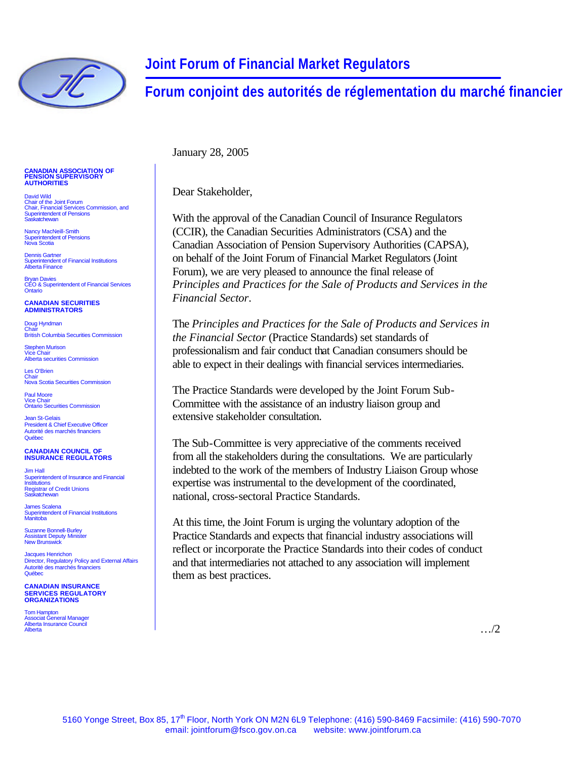# Joint Forum of Financial Market Regulators

# Forum conjoint des autorités de réglementation du marché financier

**CANADIAN ASSOCIATION OF PENSION SUPERVISORY AUTHORITIES**

David Wild
Chair of the Joint Forum
Chair, Financial Services Commission, and Superintendent of Pensions
Saskatchewan

Nancy MacNeill-Smith
Superintendent of Pensions
Nova Scotia

Dennis Gartner
Superintendent of Financial Institutions
Alberta Finance

Bryan Davies
CEO & Superintendent of Financial Services
Ontario

**CANADIAN SECURITIES ADMINISTRATORS**

Doug Hyndman
Chair
British Columbia Securities Commission

Stephen Murison
Vice Chair
Alberta securities Commission

Les O'Brien
Chair
Nova Scotia Securities Commission

Paul Moore
Vice Chair
Ontario Securities Commission

Jean St-Gelais
President & Chief Executive Officer
Autorité des marchés financiers
Québec

**CANADIAN COUNCIL OF INSURANCE REGULATORS**

Jim Hall
Superintendent of Insurance and Financial Institutions
Registrar of Credit Unions
Saskatchewan

James Scalena
Superintendent of Financial Institutions
Manitoba

Suzanne Bonnell-Burley
Assistant Deputy Minister
New Brunswick

Jacques Henrichon
Director, Regulatory Policy and External Affairs
Autorité des marchés financiers
Québec

**CANADIAN INSURANCE SERVICES REGULATORY ORGANIZATIONS**

Tom Hampton
Associat General Manager
Alberta Insurance Council
Alberta

January 28, 2005

Dear Stakeholder,

With the approval of the Canadian Council of Insurance Regulators (CCIR), the Canadian Securities Administrators (CSA) and the Canadian Association of Pension Supervisory Authorities (CAPSA), on behalf of the Joint Forum of Financial Market Regulators (Joint Forum), we are very pleased to announce the final release of *Principles and Practices for the Sale of Products and Services in the Financial Sector.*

The *Principles and Practices for the Sale of Products and Services in the Financial Sector* (Practice Standards) set standards of professionalism and fair conduct that Canadian consumers should be able to expect in their dealings with financial services intermediaries.

The Practice Standards were developed by the Joint Forum Sub-Committee with the assistance of an industry liaison group and extensive stakeholder consultation.

The Sub-Committee is very appreciative of the comments received from all the stakeholders during the consultations. We are particularly indebted to the work of the members of Industry Liaison Group whose expertise was instrumental to the development of the coordinated, national, cross-sectoral Practice Standards.

At this time, the Joint Forum is urging the voluntary adoption of the Practice Standards and expects that financial industry associations will reflect or incorporate the Practice Standards into their codes of conduct and that intermediaries not attached to any association will implement them as best practices.

…/2

5160 Yonge Street, Box 85, 17th Floor, North York ON M2N 6L9 Telephone: (416) 590-8469 Facsimile: (416) 590-7070
email: jointforum@fsco.gov.on.ca website: www.jointforum.ca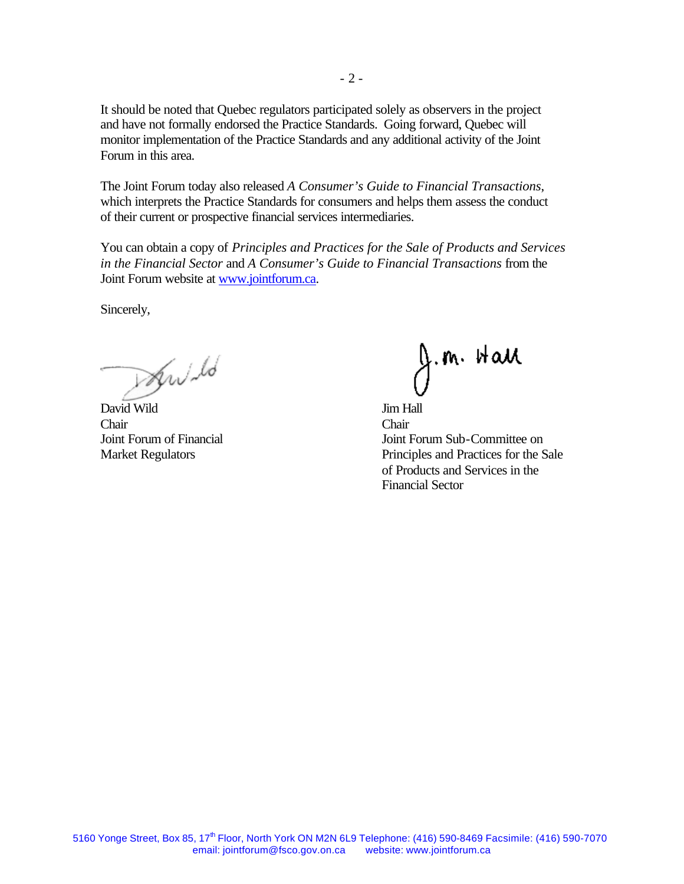It should be noted that Quebec regulators participated solely as observers in the project and have not formally endorsed the Practice Standards. Going forward, Quebec will monitor implementation of the Practice Standards and any additional activity of the Joint Forum in this area.

The Joint Forum today also released *A Consumer's Guide to Financial Transactions*, which interprets the Practice Standards for consumers and helps them assess the conduct of their current or prospective financial services intermediaries.

You can obtain a copy of *Principles and Practices for the Sale of Products and Services in the Financial Sector* and *A Consumer's Guide to Financial Transactions* from the Joint Forum website at [www.jointforum.ca](http://www.jointforum.ca).

Sincerely,

David Wild
Chair
Joint Forum of Financial
Market Regulators

Jim Hall
Chair
Joint Forum Sub-Committee on
Principles and Practices for the Sale
of Products and Services in the
Financial Sector

5160 Yonge Street, Box 85, 17th Floor, North York ON M2N 6L9 Telephone: (416) 590-8469 Facsimile: (416) 590-7070
email: jointforum@fsco.gov.on.ca website: www.jointforum.ca